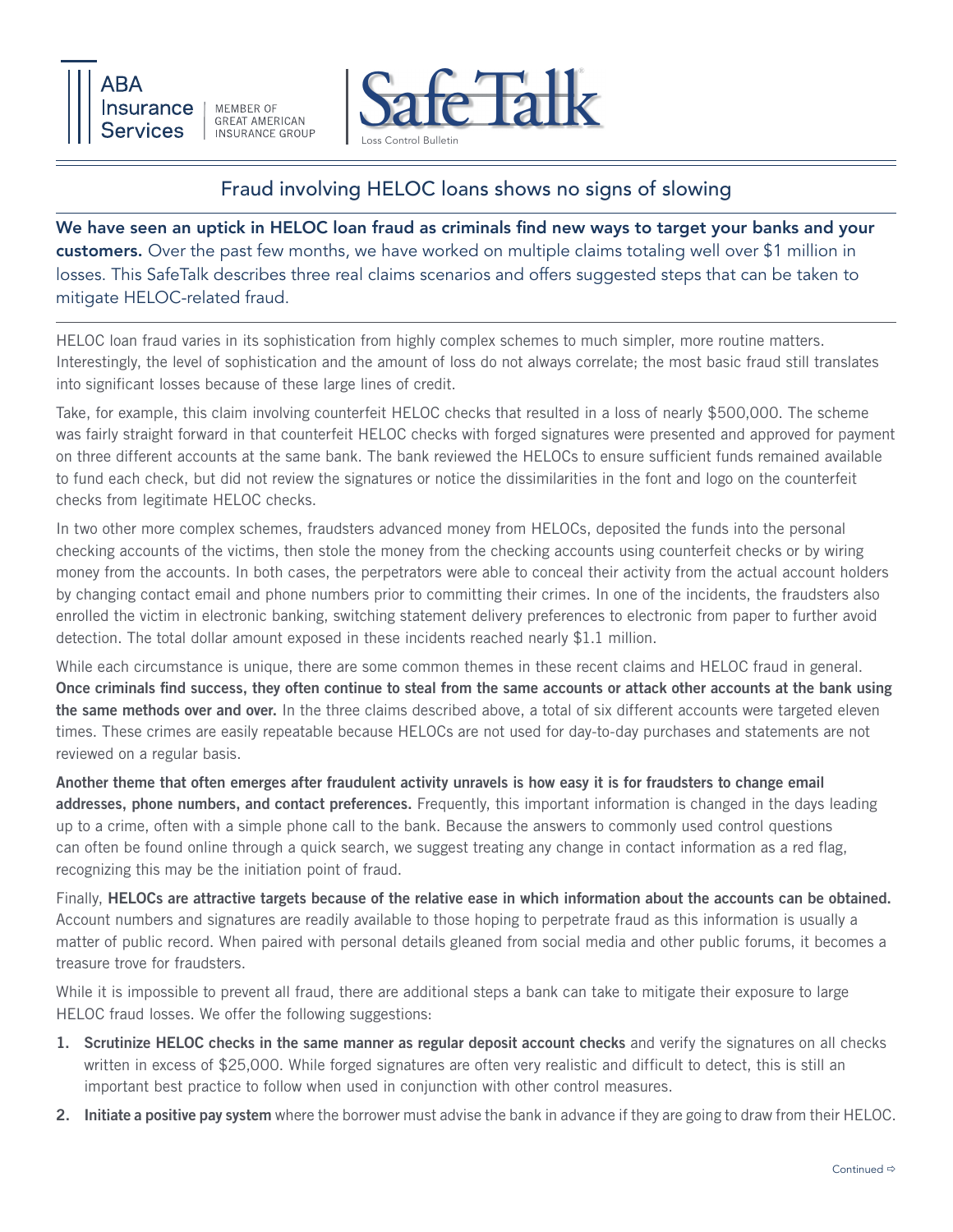ABA Insurance Services | MEMBER OF GREAT AMERICAN INSURANCE GROUP

SafeTalk®
Loss Control Bulletin

# Fraud involving HELOC loans shows no signs of slowing

**We have seen an uptick in HELOC loan fraud as criminals find new ways to target your banks and your customers.** Over the past few months, we have worked on multiple claims totaling well over $1 million in losses. This SafeTalk describes three real claims scenarios and offers suggested steps that can be taken to mitigate HELOC-related fraud.

HELOC loan fraud varies in its sophistication from highly complex schemes to much simpler, more routine matters. Interestingly, the level of sophistication and the amount of loss do not always correlate; the most basic fraud still translates into significant losses because of these large lines of credit.

Take, for example, this claim involving counterfeit HELOC checks that resulted in a loss of nearly $500,000. The scheme was fairly straight forward in that counterfeit HELOC checks with forged signatures were presented and approved for payment on three different accounts at the same bank. The bank reviewed the HELOCs to ensure sufficient funds remained available to fund each check, but did not review the signatures or notice the dissimilarities in the font and logo on the counterfeit checks from legitimate HELOC checks.

In two other more complex schemes, fraudsters advanced money from HELOCs, deposited the funds into the personal checking accounts of the victims, then stole the money from the checking accounts using counterfeit checks or by wiring money from the accounts. In both cases, the perpetrators were able to conceal their activity from the actual account holders by changing contact email and phone numbers prior to committing their crimes. In one of the incidents, the fraudsters also enrolled the victim in electronic banking, switching statement delivery preferences to electronic from paper to further avoid detection. The total dollar amount exposed in these incidents reached nearly $1.1 million.

While each circumstance is unique, there are some common themes in these recent claims and HELOC fraud in general. **Once criminals find success, they often continue to steal from the same accounts or attack other accounts at the bank using the same methods over and over.** In the three claims described above, a total of six different accounts were targeted eleven times. These crimes are easily repeatable because HELOCs are not used for day-to-day purchases and statements are not reviewed on a regular basis.

**Another theme that often emerges after fraudulent activity unravels is how easy it is for fraudsters to change email addresses, phone numbers, and contact preferences.** Frequently, this important information is changed in the days leading up to a crime, often with a simple phone call to the bank. Because the answers to commonly used control questions can often be found online through a quick search, we suggest treating any change in contact information as a red flag, recognizing this may be the initiation point of fraud.

Finally, **HELOCs are attractive targets because of the relative ease in which information about the accounts can be obtained.** Account numbers and signatures are readily available to those hoping to perpetrate fraud as this information is usually a matter of public record. When paired with personal details gleaned from social media and other public forums, it becomes a treasure trove for fraudsters.

While it is impossible to prevent all fraud, there are additional steps a bank can take to mitigate their exposure to large HELOC fraud losses. We offer the following suggestions:

1. **Scrutinize HELOC checks in the same manner as regular deposit account checks** and verify the signatures on all checks written in excess of $25,000. While forged signatures are often very realistic and difficult to detect, this is still an important best practice to follow when used in conjunction with other control measures.
2. **Initiate a positive pay system** where the borrower must advise the bank in advance if they are going to draw from their HELOC.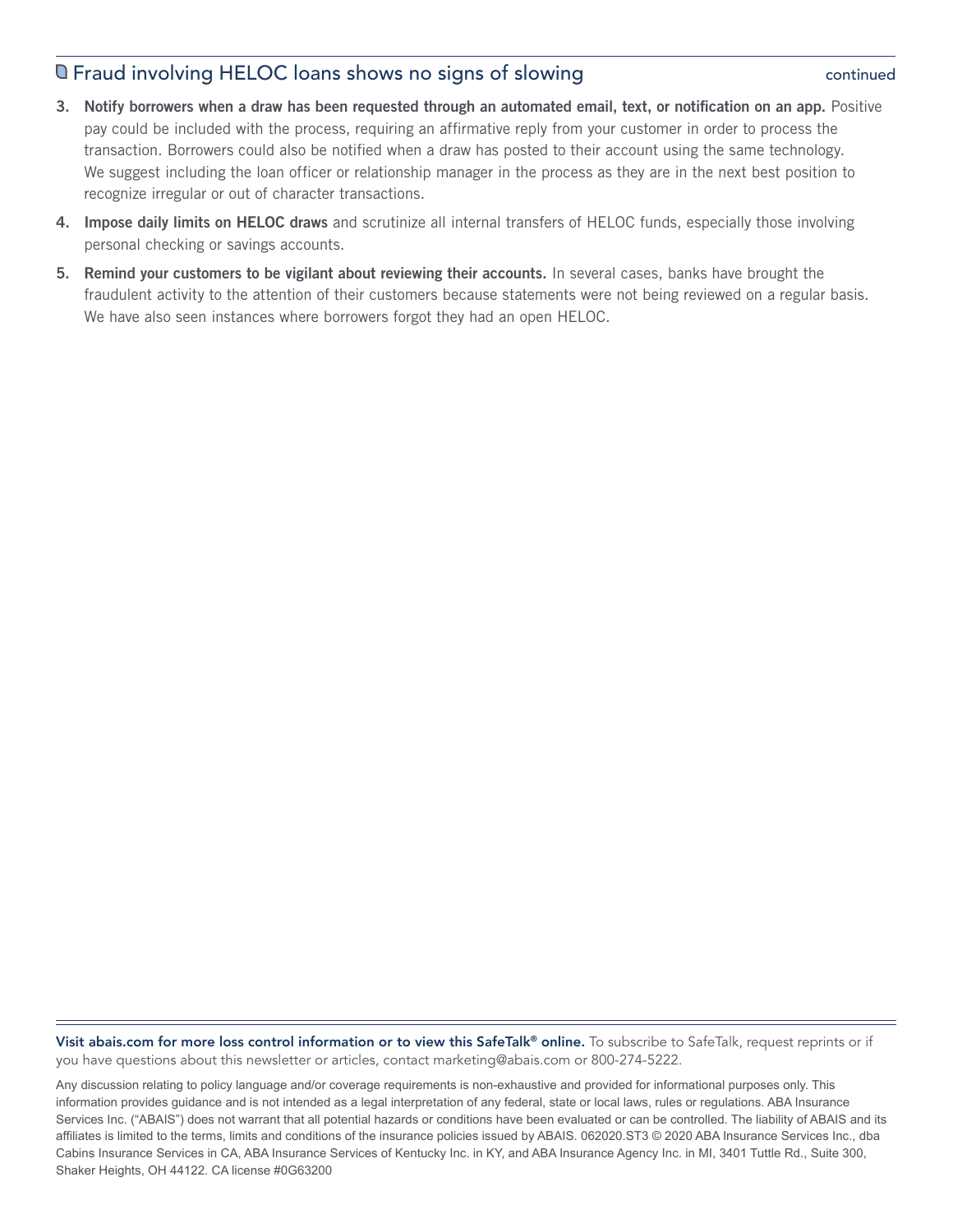3. **Notify borrowers when a draw has been requested through an automated email, text, or notification on an app.** Positive pay could be included with the process, requiring an affirmative reply from your customer in order to process the transaction. Borrowers could also be notified when a draw has posted to their account using the same technology. We suggest including the loan officer or relationship manager in the process as they are in the next best position to recognize irregular or out of character transactions.
4. **Impose daily limits on HELOC draws** and scrutinize all internal transfers of HELOC funds, especially those involving personal checking or savings accounts.
5. **Remind your customers to be vigilant about reviewing their accounts.** In several cases, banks have brought the fraudulent activity to the attention of their customers because statements were not being reviewed on a regular basis. We have also seen instances where borrowers forgot they had an open HELOC.

---

**Visit abais.com for more loss control information or to view this SafeTalk® online.** To subscribe to SafeTalk, request reprints or if you have questions about this newsletter or articles, contact marketing@abais.com or 800-274-5222.

Any discussion relating to policy language and/or coverage requirements is non-exhaustive and provided for informational purposes only. This information provides guidance and is not intended as a legal interpretation of any federal, state or local laws, rules or regulations. ABA Insurance Services Inc. ("ABAIS") does not warrant that all potential hazards or conditions have been evaluated or can be controlled. The liability of ABAIS and its affiliates is limited to the terms, limits and conditions of the insurance policies issued by ABAIS. 062020.ST3 © 2020 ABA Insurance Services Inc., dba Cabins Insurance Services in CA, ABA Insurance Services of Kentucky Inc. in KY, and ABA Insurance Agency Inc. in MI, 3401 Tuttle Rd., Suite 300, Shaker Heights, OH 44122. CA license #0G63200